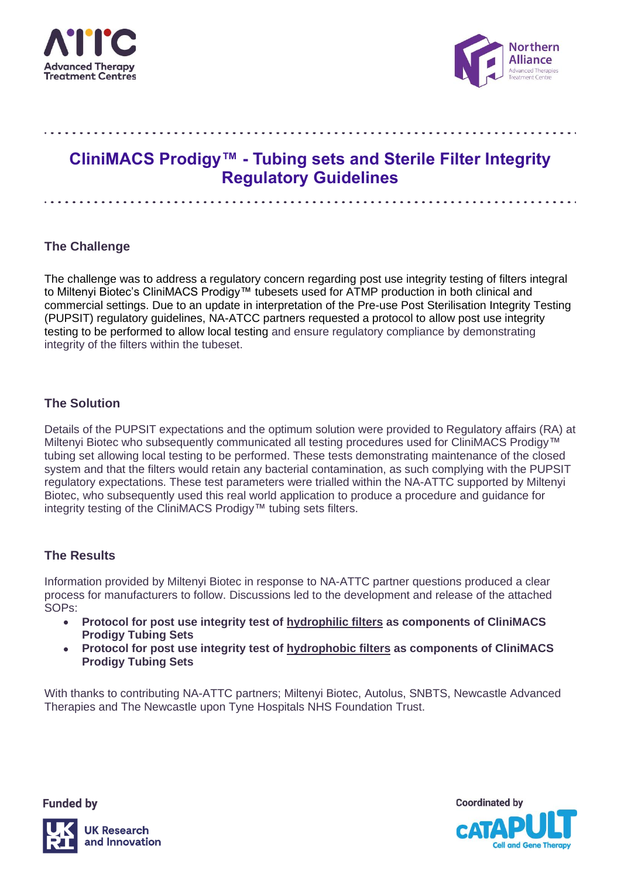# CliniMACS Prodigy™ - Tubing sets and Sterile Filter Integrity Regulatory Guidelines

## The Challenge

The challenge was to address a regulatory concern regarding post use integrity testing of filters integral to Miltenyi Biotec's CliniMACS Prodigy™ tubesets used for ATMP production in both clinical and commercial settings. Due to an update in interpretation of the Pre-use Post Sterilisation Integrity Testing (PUPSIT) regulatory guidelines, NA-ATCC partners requested a protocol to allow post use integrity testing to be performed to allow local testing and ensure regulatory compliance by demonstrating integrity of the filters within the tubeset.

## The Solution

Details of the PUPSIT expectations and the optimum solution were provided to Regulatory affairs (RA) at Miltenyi Biotec who subsequently communicated all testing procedures used for CliniMACS Prodigy™ tubing set allowing local testing to be performed. These tests demonstrating maintenance of the closed system and that the filters would retain any bacterial contamination, as such complying with the PUPSIT regulatory expectations. These test parameters were trialled within the NA-ATTC supported by Miltenyi Biotec, who subsequently used this real world application to produce a procedure and guidance for integrity testing of the CliniMACS Prodigy™ tubing sets filters.

## The Results

Information provided by Miltenyi Biotec in response to NA-ATTC partner questions produced a clear process for manufacturers to follow. Discussions led to the development and release of the attached SOPs:

- **Protocol for post use integrity test of hydrophilic filters as components of CliniMACS Prodigy Tubing Sets**
- **Protocol for post use integrity test of hydrophobic filters as components of CliniMACS Prodigy Tubing Sets**

With thanks to contributing NA-ATTC partners; Miltenyi Biotec, Autolus, SNBTS, Newcastle Advanced Therapies and The Newcastle upon Tyne Hospitals NHS Foundation Trust.

Funded by UK Research and Innovation

Coordinated by Catapult Cell and Gene Therapy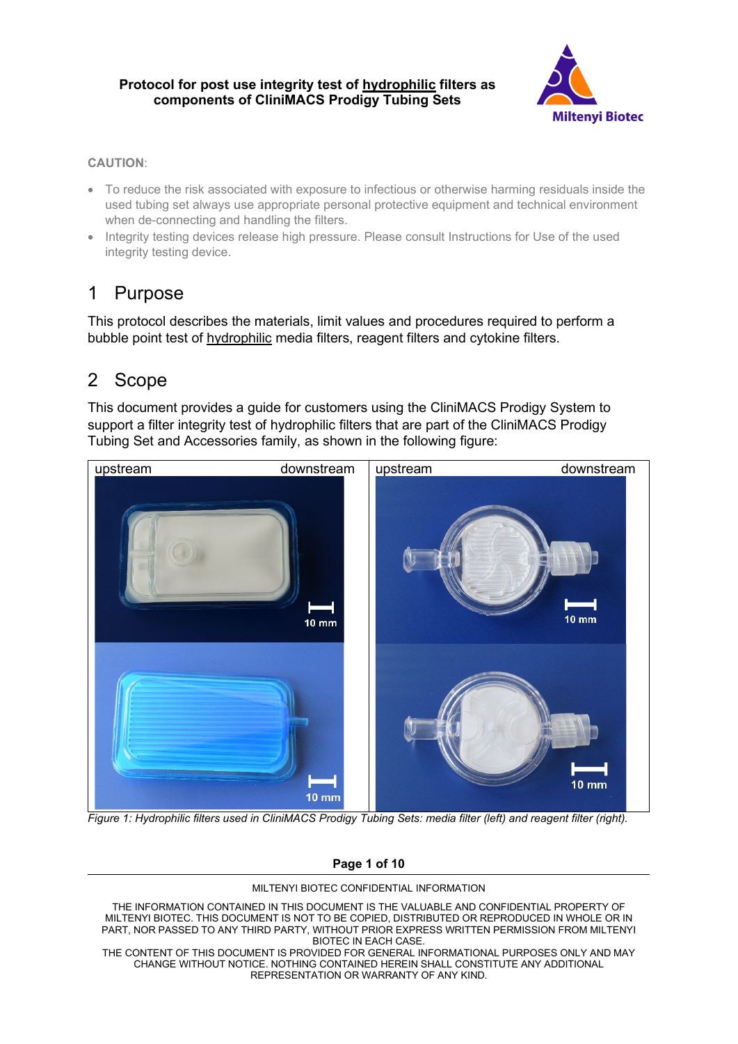**Protocol for post use integrity test of hydrophilic filters as components of CliniMACS Prodigy Tubing Sets**

Miltenyi Biotec

CAUTION:

- To reduce the risk associated with exposure to infectious or otherwise harming residuals inside the used tubing set always use appropriate personal protective equipment and technical environment when de-connecting and handling the filters.
- Integrity testing devices release high pressure. Please consult Instructions for Use of the used integrity testing device.

# 1 Purpose

This protocol describes the materials, limit values and procedures required to perform a bubble point test of hydrophilic media filters, reagent filters and cytokine filters.

# 2 Scope

This document provides a guide for customers using the CliniMACS Prodigy System to support a filter integrity test of hydrophilic filters that are part of the CliniMACS Prodigy Tubing Set and Accessories family, as shown in the following figure:

| upstream | downstream | upstream | downstream |
|---|---|---|---|
| 10 mm | | 10 mm | |
| 10 mm | | 10 mm | |

*Figure 1: Hydrophilic filters used in CliniMACS Prodigy Tubing Sets: media filter (left) and reagent filter (right).*

MILTENYI BIOTEC CONFIDENTIAL INFORMATION

THE INFORMATION CONTAINED IN THIS DOCUMENT IS THE VALUABLE AND CONFIDENTIAL PROPERTY OF MILTENYI BIOTEC. THIS DOCUMENT IS NOT TO BE COPIED, DISTRIBUTED OR REPRODUCED IN WHOLE OR IN PART, NOR PASSED TO ANY THIRD PARTY, WITHOUT PRIOR EXPRESS WRITTEN PERMISSION FROM MILTENYI BIOTEC IN EACH CASE.
THE CONTENT OF THIS DOCUMENT IS PROVIDED FOR GENERAL INFORMATIONAL PURPOSES ONLY AND MAY CHANGE WITHOUT NOTICE. NOTHING CONTAINED HEREIN SHALL CONSTITUTE ANY ADDITIONAL REPRESENTATION OR WARRANTY OF ANY KIND.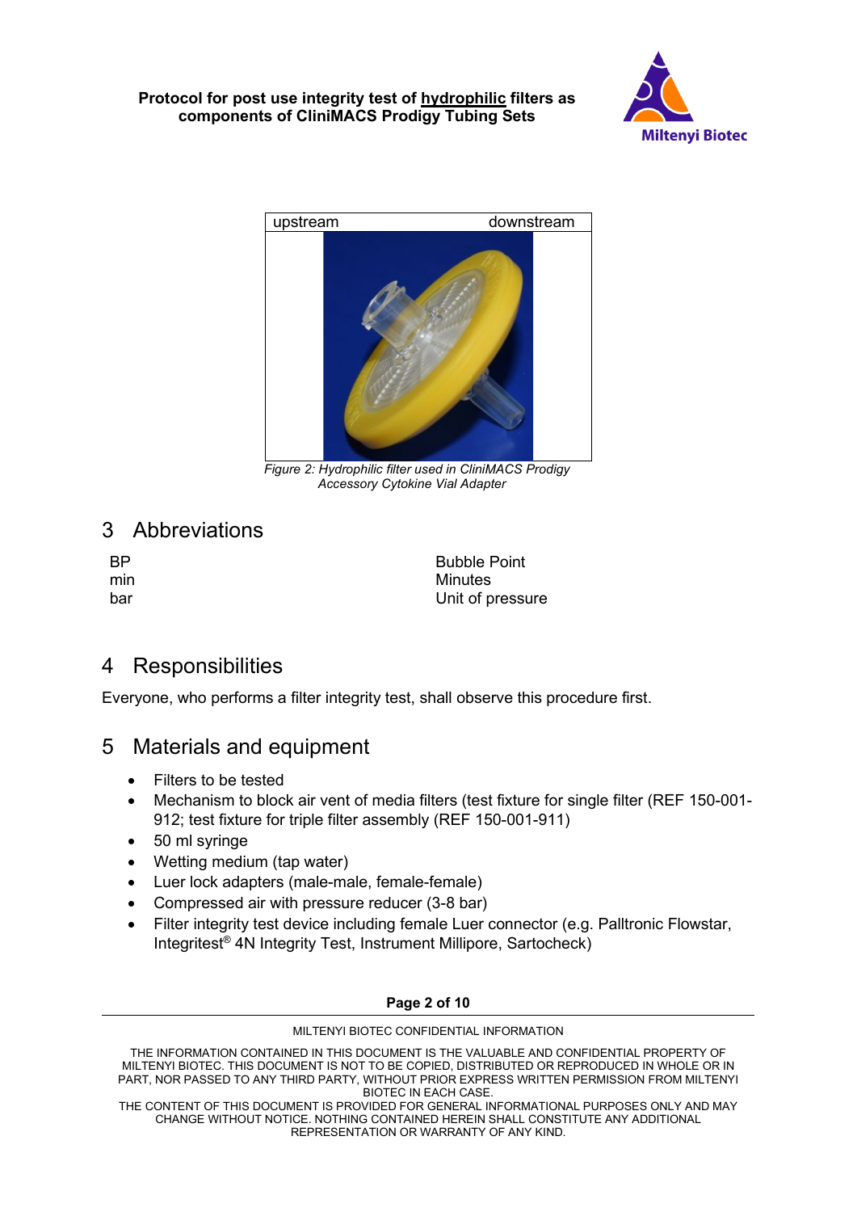| upstream | downstream |
|---|---|

*Figure 2: Hydrophilic filter used in CliniMACS Prodigy Accessory Cytokine Vial Adapter*

## 3 Abbreviations

| | |
|---|---|
| BP | Bubble Point |
| min | Minutes |
| bar | Unit of pressure |

## 4 Responsibilities

Everyone, who performs a filter integrity test, shall observe this procedure first.

## 5 Materials and equipment

- Filters to be tested
- Mechanism to block air vent of media filters (test fixture for single filter (REF 150-001-912; test fixture for triple filter assembly (REF 150-001-911)
- 50 ml syringe
- Wetting medium (tap water)
- Luer lock adapters (male-male, female-female)
- Compressed air with pressure reducer (3-8 bar)
- Filter integrity test device including female Luer connector (e.g. Palltronic Flowstar, Integritest® 4N Integrity Test, Instrument Millipore, Sartocheck)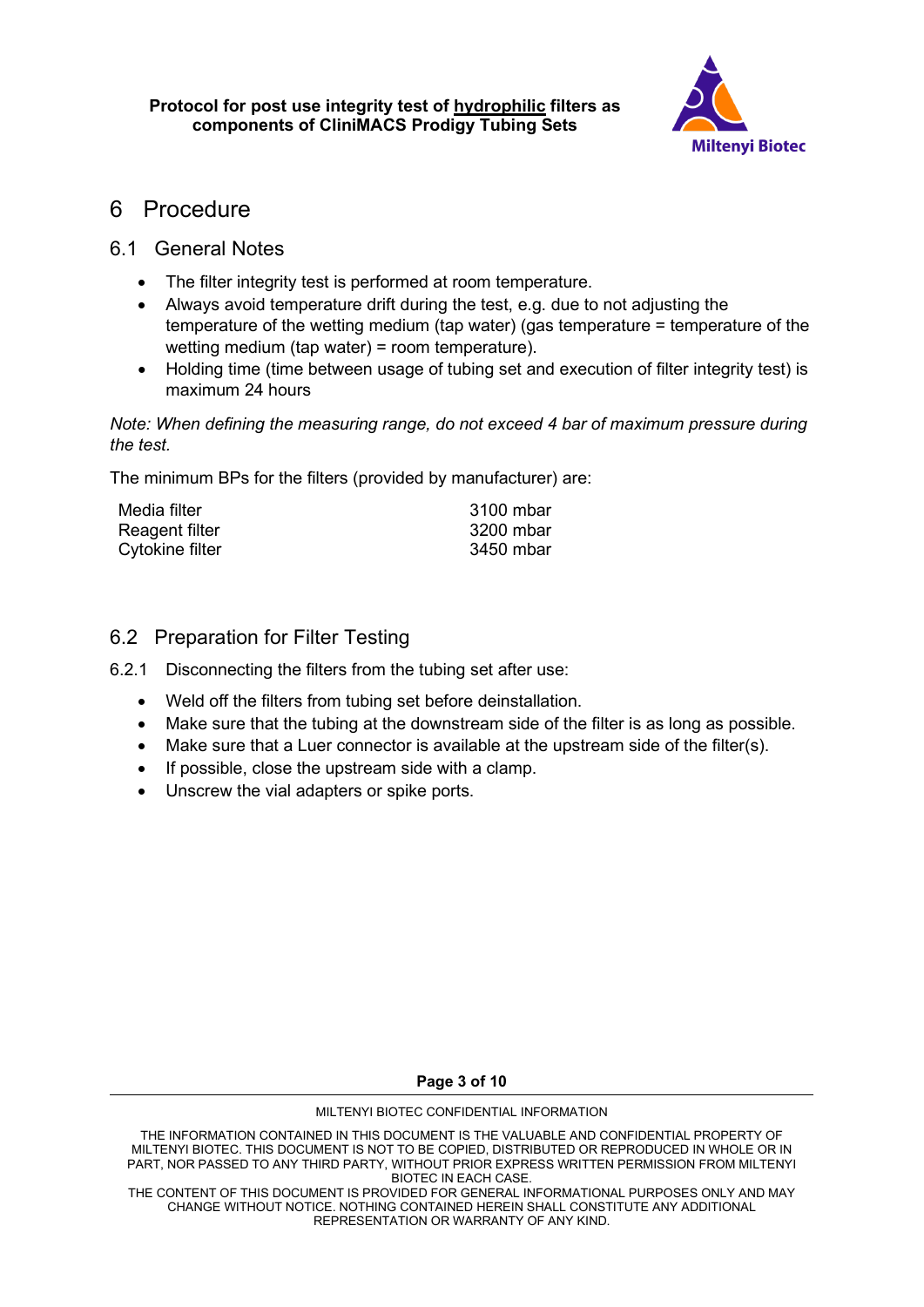# 6 Procedure

## 6.1 General Notes

- The filter integrity test is performed at room temperature.
- Always avoid temperature drift during the test, e.g. due to not adjusting the temperature of the wetting medium (tap water) (gas temperature = temperature of the wetting medium (tap water) = room temperature).
- Holding time (time between usage of tubing set and execution of filter integrity test) is maximum 24 hours

*Note: When defining the measuring range, do not exceed 4 bar of maximum pressure during the test.*

The minimum BPs for the filters (provided by manufacturer) are:

| | |
|---|---|
| Media filter | 3100 mbar |
| Reagent filter | 3200 mbar |
| Cytokine filter | 3450 mbar |

## 6.2 Preparation for Filter Testing

6.2.1 Disconnecting the filters from the tubing set after use:

- Weld off the filters from tubing set before deinstallation.
- Make sure that the tubing at the downstream side of the filter is as long as possible.
- Make sure that a Luer connector is available at the upstream side of the filter(s).
- If possible, close the upstream side with a clamp.
- Unscrew the vial adapters or spike ports.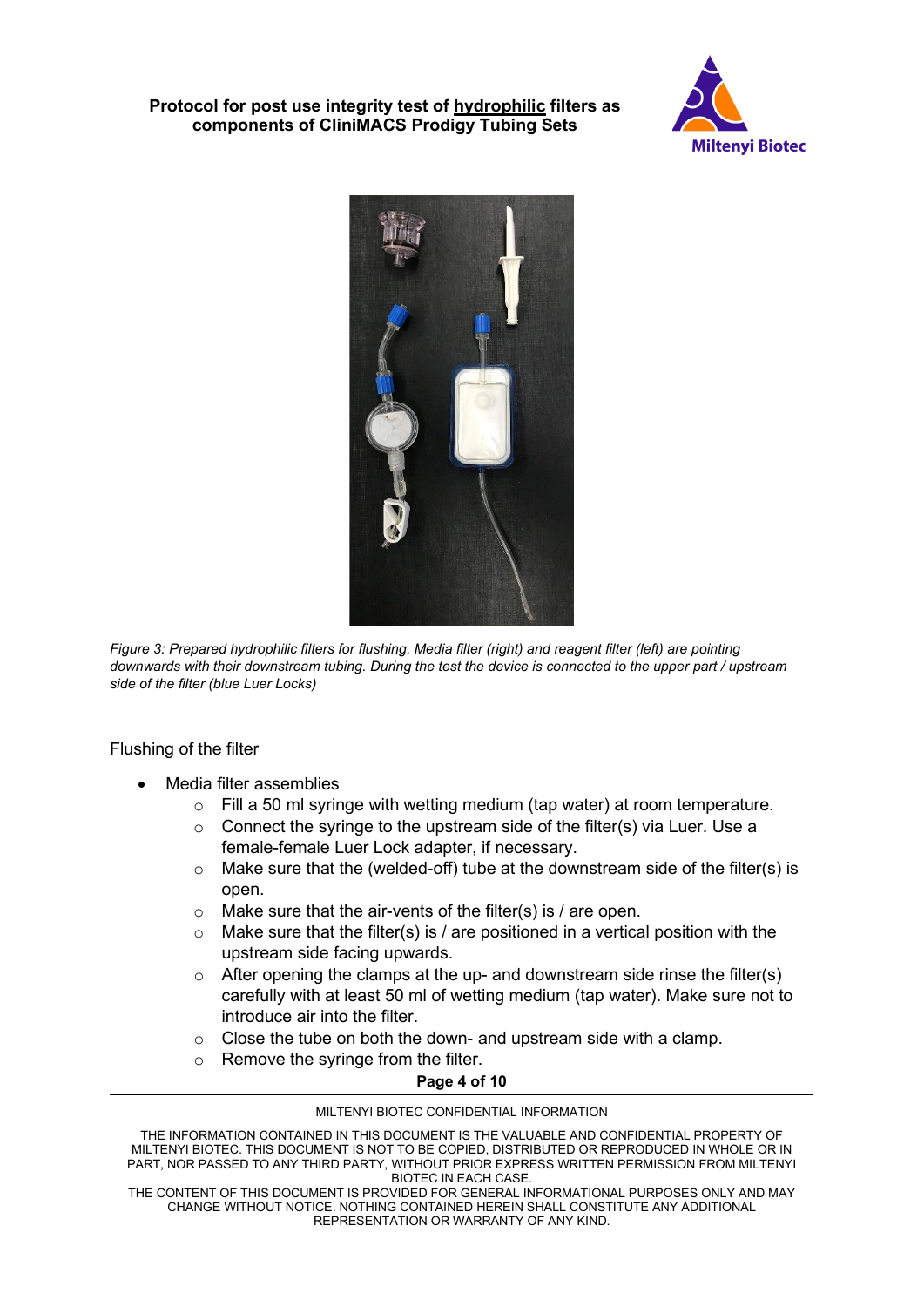*Figure 3: Prepared hydrophilic filters for flushing. Media filter (right) and reagent filter (left) are pointing downwards with their downstream tubing. During the test the device is connected to the upper part / upstream side of the filter (blue Luer Locks)*

Flushing of the filter

- Media filter assemblies
  - Fill a 50 ml syringe with wetting medium (tap water) at room temperature.
  - Connect the syringe to the upstream side of the filter(s) via Luer. Use a female-female Luer Lock adapter, if necessary.
  - Make sure that the (welded-off) tube at the downstream side of the filter(s) is open.
  - Make sure that the air-vents of the filter(s) is / are open.
  - Make sure that the filter(s) is / are positioned in a vertical position with the upstream side facing upwards.
  - After opening the clamps at the up- and downstream side rinse the filter(s) carefully with at least 50 ml of wetting medium (tap water). Make sure not to introduce air into the filter.
  - Close the tube on both the down- and upstream side with a clamp.
  - Remove the syringe from the filter.

MILTENYI BIOTEC CONFIDENTIAL INFORMATION

THE INFORMATION CONTAINED IN THIS DOCUMENT IS THE VALUABLE AND CONFIDENTIAL PROPERTY OF MILTENYI BIOTEC. THIS DOCUMENT IS NOT TO BE COPIED, DISTRIBUTED OR REPRODUCED IN WHOLE OR IN PART, NOR PASSED TO ANY THIRD PARTY, WITHOUT PRIOR EXPRESS WRITTEN PERMISSION FROM MILTENYI BIOTEC IN EACH CASE.
THE CONTENT OF THIS DOCUMENT IS PROVIDED FOR GENERAL INFORMATIONAL PURPOSES ONLY AND MAY CHANGE WITHOUT NOTICE. NOTHING CONTAINED HEREIN SHALL CONSTITUTE ANY ADDITIONAL REPRESENTATION OR WARRANTY OF ANY KIND.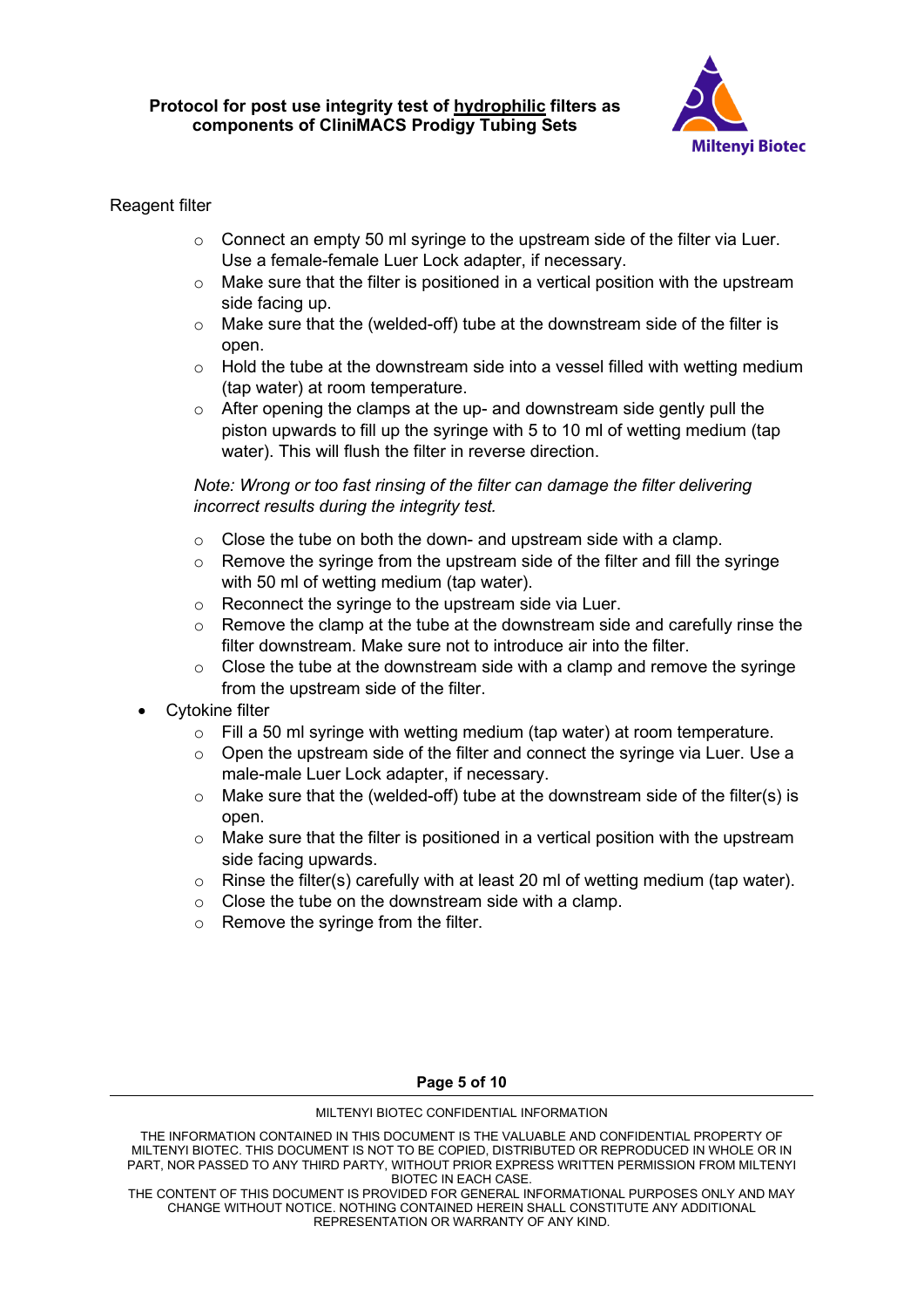Reagent filter

- Connect an empty 50 ml syringe to the upstream side of the filter via Luer. Use a female-female Luer Lock adapter, if necessary.
- Make sure that the filter is positioned in a vertical position with the upstream side facing up.
- Make sure that the (welded-off) tube at the downstream side of the filter is open.
- Hold the tube at the downstream side into a vessel filled with wetting medium (tap water) at room temperature.
- After opening the clamps at the up- and downstream side gently pull the piston upwards to fill up the syringe with 5 to 10 ml of wetting medium (tap water). This will flush the filter in reverse direction.

*Note: Wrong or too fast rinsing of the filter can damage the filter delivering incorrect results during the integrity test.*

- Close the tube on both the down- and upstream side with a clamp.
- Remove the syringe from the upstream side of the filter and fill the syringe with 50 ml of wetting medium (tap water).
- Reconnect the syringe to the upstream side via Luer.
- Remove the clamp at the tube at the downstream side and carefully rinse the filter downstream. Make sure not to introduce air into the filter.
- Close the tube at the downstream side with a clamp and remove the syringe from the upstream side of the filter.

- Cytokine filter
  - Fill a 50 ml syringe with wetting medium (tap water) at room temperature.
  - Open the upstream side of the filter and connect the syringe via Luer. Use a male-male Luer Lock adapter, if necessary.
  - Make sure that the (welded-off) tube at the downstream side of the filter(s) is open.
  - Make sure that the filter is positioned in a vertical position with the upstream side facing upwards.
  - Rinse the filter(s) carefully with at least 20 ml of wetting medium (tap water).
  - Close the tube on the downstream side with a clamp.
  - Remove the syringe from the filter.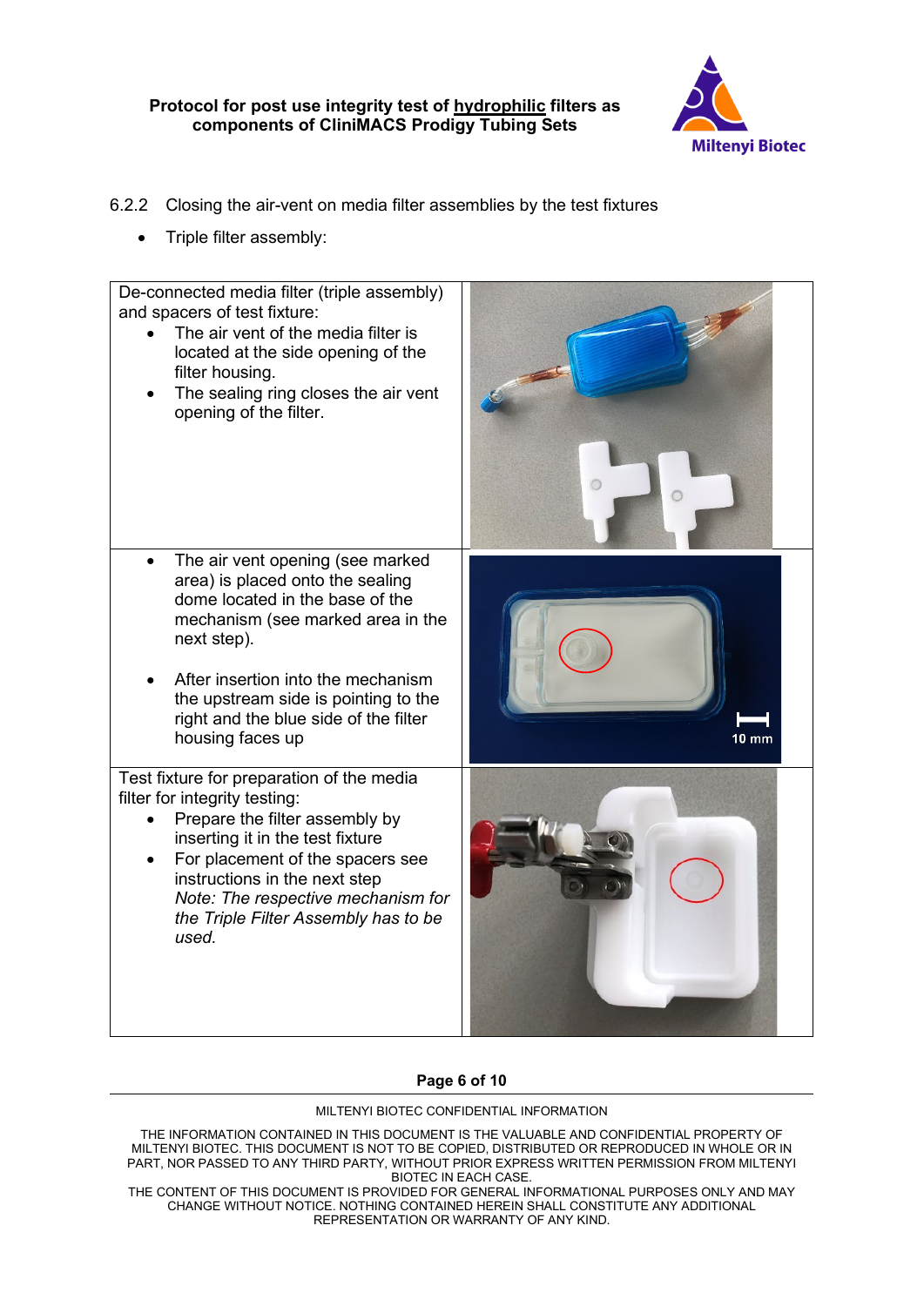6.2.2 Closing the air-vent on media filter assemblies by the test fixtures

- Triple filter assembly:

| | |
|---|---|
| De-connected media filter (triple assembly) and spacers of test fixture:<br>• The air vent of the media filter is located at the side opening of the filter housing.<br>• The sealing ring closes the air vent opening of the filter. | |
| • The air vent opening (see marked area) is placed onto the sealing dome located in the base of the mechanism (see marked area in the next step).<br>• After insertion into the mechanism the upstream side is pointing to the right and the blue side of the filter housing faces up | 10 mm |
| Test fixture for preparation of the media filter for integrity testing:<br>• Prepare the filter assembly by inserting it in the test fixture<br>• For placement of the spacers see instructions in the next step<br>*Note: The respective mechanism for the Triple Filter Assembly has to be used.* | |

MILTENYI BIOTEC CONFIDENTIAL INFORMATION

THE INFORMATION CONTAINED IN THIS DOCUMENT IS THE VALUABLE AND CONFIDENTIAL PROPERTY OF MILTENYI BIOTEC. THIS DOCUMENT IS NOT TO BE COPIED, DISTRIBUTED OR REPRODUCED IN WHOLE OR IN PART, NOR PASSED TO ANY THIRD PARTY, WITHOUT PRIOR EXPRESS WRITTEN PERMISSION FROM MILTENYI BIOTEC IN EACH CASE.
THE CONTENT OF THIS DOCUMENT IS PROVIDED FOR GENERAL INFORMATIONAL PURPOSES ONLY AND MAY CHANGE WITHOUT NOTICE. NOTHING CONTAINED HEREIN SHALL CONSTITUTE ANY ADDITIONAL REPRESENTATION OR WARRANTY OF ANY KIND.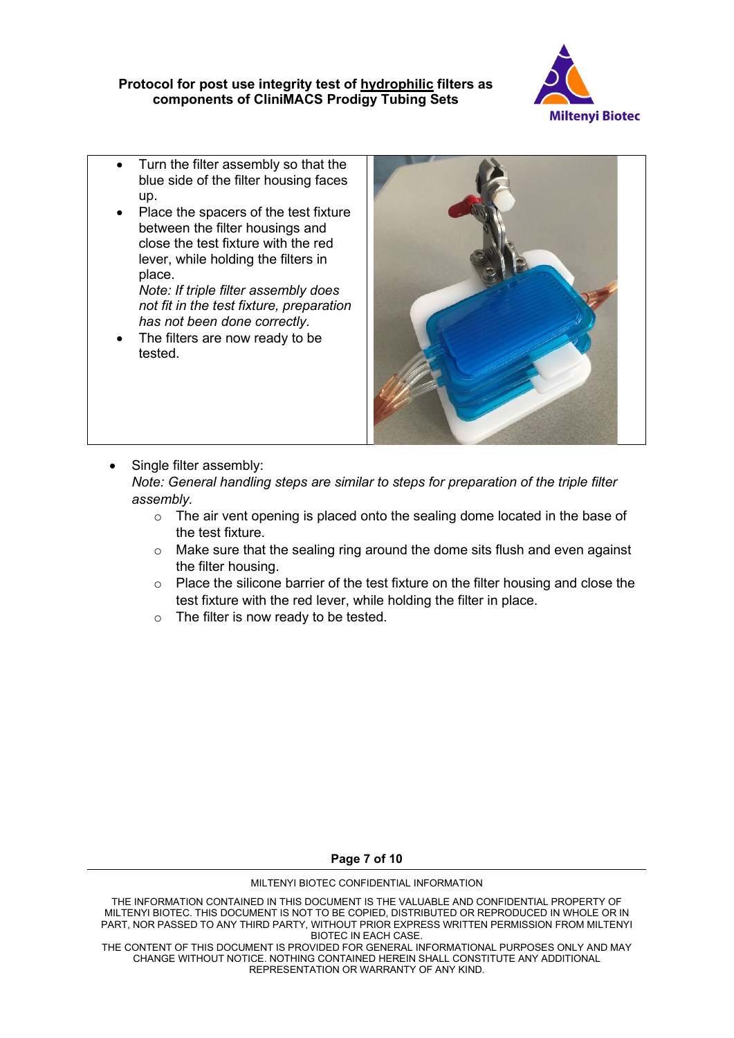- Turn the filter assembly so that the blue side of the filter housing faces up.
- Place the spacers of the test fixture between the filter housings and close the test fixture with the red lever, while holding the filters in place.
  *Note: If triple filter assembly does not fit in the test fixture, preparation has not been done correctly.*
- The filters are now ready to be tested.

- Single filter assembly:
  *Note: General handling steps are similar to steps for preparation of the triple filter assembly.*
  - The air vent opening is placed onto the sealing dome located in the base of the test fixture.
  - Make sure that the sealing ring around the dome sits flush and even against the filter housing.
  - Place the silicone barrier of the test fixture on the filter housing and close the test fixture with the red lever, while holding the filter in place.
  - The filter is now ready to be tested.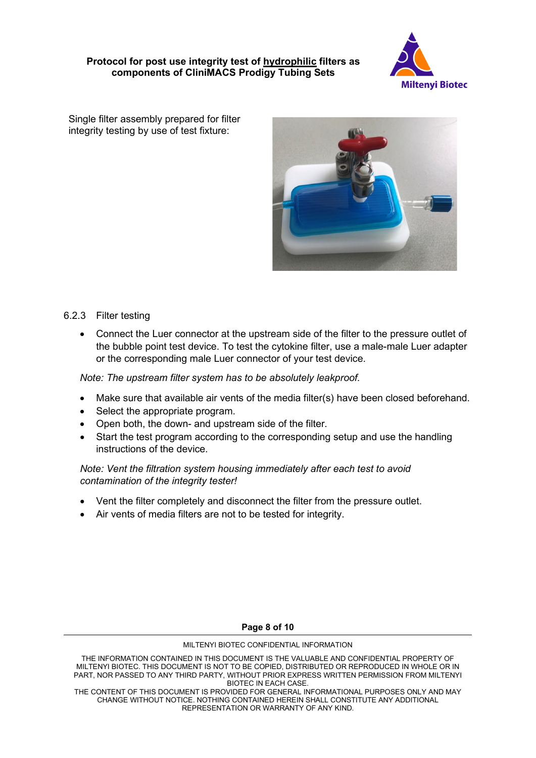Single filter assembly prepared for filter integrity testing by use of test fixture:

6.2.3 Filter testing

- Connect the Luer connector at the upstream side of the filter to the pressure outlet of the bubble point test device. To test the cytokine filter, use a male-male Luer adapter or the corresponding male Luer connector of your test device.

*Note: The upstream filter system has to be absolutely leakproof.*

- Make sure that available air vents of the media filter(s) have been closed beforehand.
- Select the appropriate program.
- Open both, the down- and upstream side of the filter.
- Start the test program according to the corresponding setup and use the handling instructions of the device.

*Note: Vent the filtration system housing immediately after each test to avoid contamination of the integrity tester!*

- Vent the filter completely and disconnect the filter from the pressure outlet.
- Air vents of media filters are not to be tested for integrity.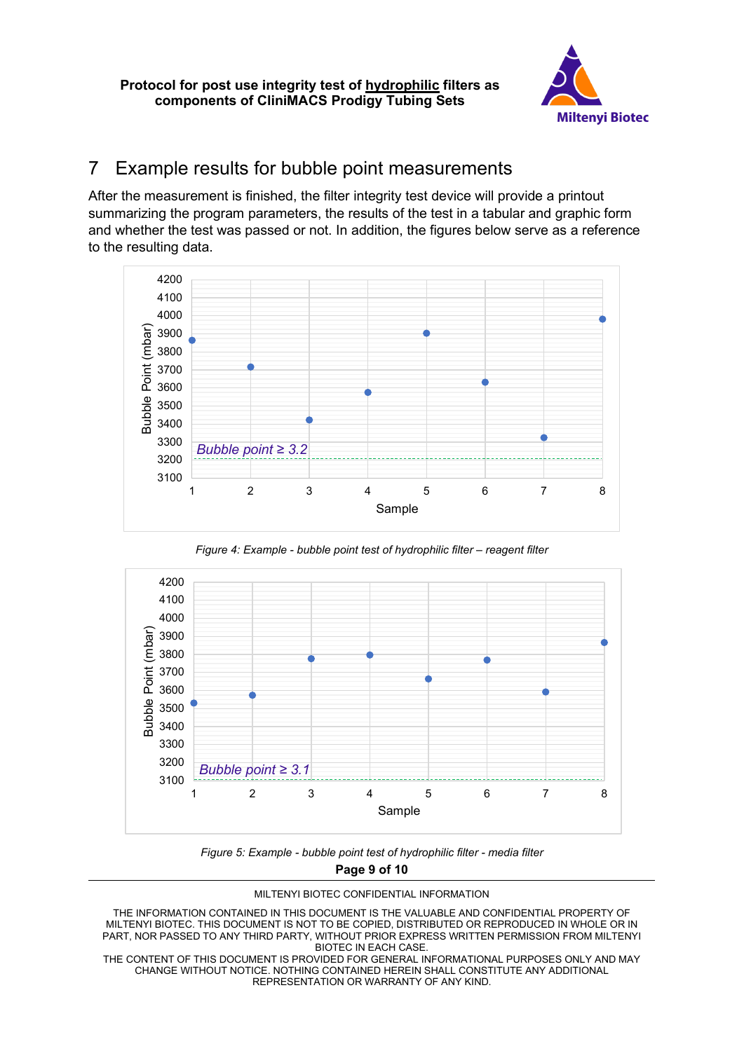# 7 Example results for bubble point measurements

After the measurement is finished, the filter integrity test device will provide a printout summarizing the program parameters, the results of the test in a tabular and graphic form and whether the test was passed or not. In addition, the figures below serve as a reference to the resulting data.

*Figure 4: Example - bubble point test of hydrophilic filter – reagent filter*

*Figure 5: Example - bubble point test of hydrophilic filter - media filter*

MILTENYI BIOTEC CONFIDENTIAL INFORMATION

THE INFORMATION CONTAINED IN THIS DOCUMENT IS THE VALUABLE AND CONFIDENTIAL PROPERTY OF MILTENYI BIOTEC. THIS DOCUMENT IS NOT TO BE COPIED, DISTRIBUTED OR REPRODUCED IN WHOLE OR IN PART, NOR PASSED TO ANY THIRD PARTY, WITHOUT PRIOR EXPRESS WRITTEN PERMISSION FROM MILTENYI BIOTEC IN EACH CASE.
THE CONTENT OF THIS DOCUMENT IS PROVIDED FOR GENERAL INFORMATIONAL PURPOSES ONLY AND MAY CHANGE WITHOUT NOTICE. NOTHING CONTAINED HEREIN SHALL CONSTITUTE ANY ADDITIONAL REPRESENTATION OR WARRANTY OF ANY KIND.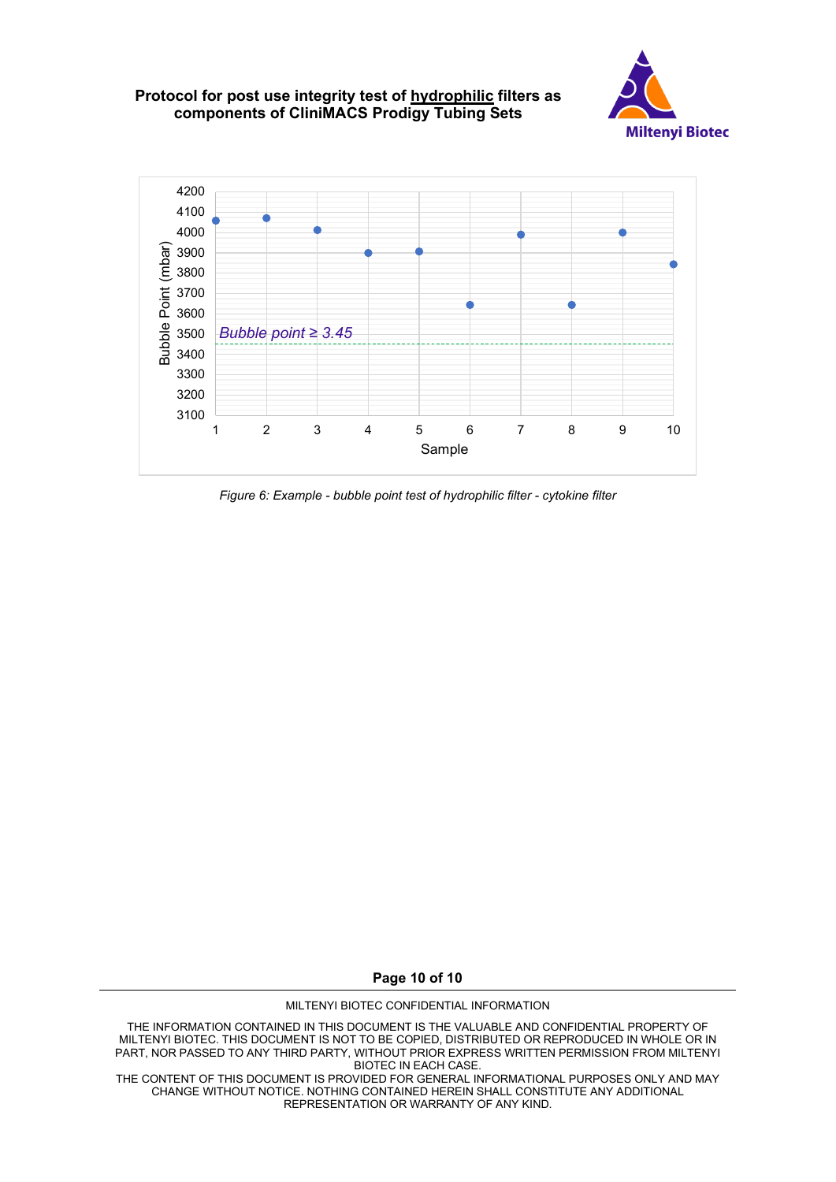Figure 6: Example - bubble point test of hydrophilic filter - cytokine filter

MILTENYI BIOTEC CONFIDENTIAL INFORMATION

THE INFORMATION CONTAINED IN THIS DOCUMENT IS THE VALUABLE AND CONFIDENTIAL PROPERTY OF MILTENYI BIOTEC. THIS DOCUMENT IS NOT TO BE COPIED, DISTRIBUTED OR REPRODUCED IN WHOLE OR IN PART, NOR PASSED TO ANY THIRD PARTY, WITHOUT PRIOR EXPRESS WRITTEN PERMISSION FROM MILTENYI BIOTEC IN EACH CASE.
THE CONTENT OF THIS DOCUMENT IS PROVIDED FOR GENERAL INFORMATIONAL PURPOSES ONLY AND MAY CHANGE WITHOUT NOTICE. NOTHING CONTAINED HEREIN SHALL CONSTITUTE ANY ADDITIONAL REPRESENTATION OR WARRANTY OF ANY KIND.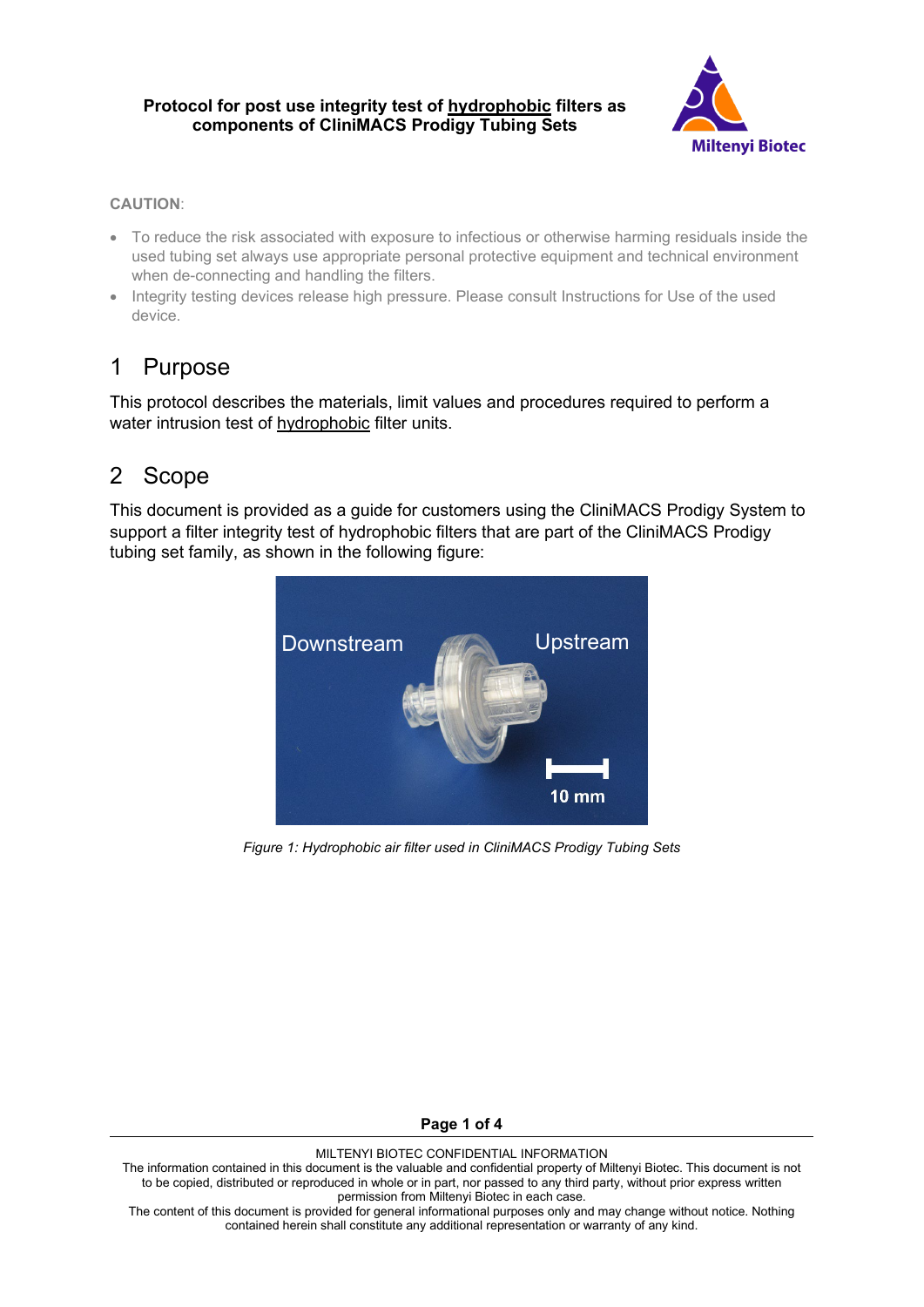**Protocol for post use integrity test of <u>hydrophobic</u> filters as components of CliniMACS Prodigy Tubing Sets**

**CAUTION**:

- To reduce the risk associated with exposure to infectious or otherwise harming residuals inside the used tubing set always use appropriate personal protective equipment and technical environment when de-connecting and handling the filters.
- Integrity testing devices release high pressure. Please consult Instructions for Use of the used device.

# 1 Purpose

This protocol describes the materials, limit values and procedures required to perform a water intrusion test of <u>hydrophobic</u> filter units.

# 2 Scope

This document is provided as a guide for customers using the CliniMACS Prodigy System to support a filter integrity test of hydrophobic filters that are part of the CliniMACS Prodigy tubing set family, as shown in the following figure:

*Figure 1: Hydrophobic air filter used in CliniMACS Prodigy Tubing Sets*

MILTENYI BIOTEC CONFIDENTIAL INFORMATION
The information contained in this document is the valuable and confidential property of Miltenyi Biotec. This document is not to be copied, distributed or reproduced in whole or in part, nor passed to any third party, without prior express written permission from Miltenyi Biotec in each case.
The content of this document is provided for general informational purposes only and may change without notice. Nothing contained herein shall constitute any additional representation or warranty of any kind.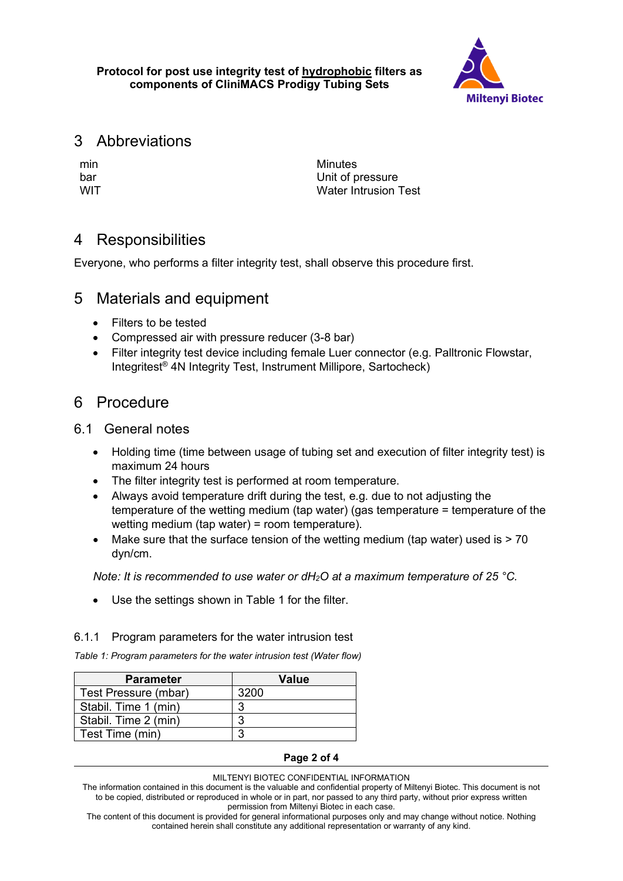# 3 Abbreviations

| | |
|---|---|
| min | Minutes |
| bar | Unit of pressure |
| WIT | Water Intrusion Test |

# 4 Responsibilities

Everyone, who performs a filter integrity test, shall observe this procedure first.

# 5 Materials and equipment

- Filters to be tested
- Compressed air with pressure reducer (3-8 bar)
- Filter integrity test device including female Luer connector (e.g. Palltronic Flowstar, Integritest® 4N Integrity Test, Instrument Millipore, Sartocheck)

# 6 Procedure

## 6.1 General notes

- Holding time (time between usage of tubing set and execution of filter integrity test) is maximum 24 hours
- The filter integrity test is performed at room temperature.
- Always avoid temperature drift during the test, e.g. due to not adjusting the temperature of the wetting medium (tap water) (gas temperature = temperature of the wetting medium (tap water) = room temperature).
- Make sure that the surface tension of the wetting medium (tap water) used is > 70 dyn/cm.

*Note: It is recommended to use water or d$H_2O$ at a maximum temperature of 25 °C.*

- Use the settings shown in Table 1 for the filter.

### 6.1.1 Program parameters for the water intrusion test

*Table 1: Program parameters for the water intrusion test (Water flow)*

| Parameter | Value |
|---|---|
| Test Pressure (mbar) | 3200 |
| Stabil. Time 1 (min) | 3 |
| Stabil. Time 2 (min) | 3 |
| Test Time (min) | 3 |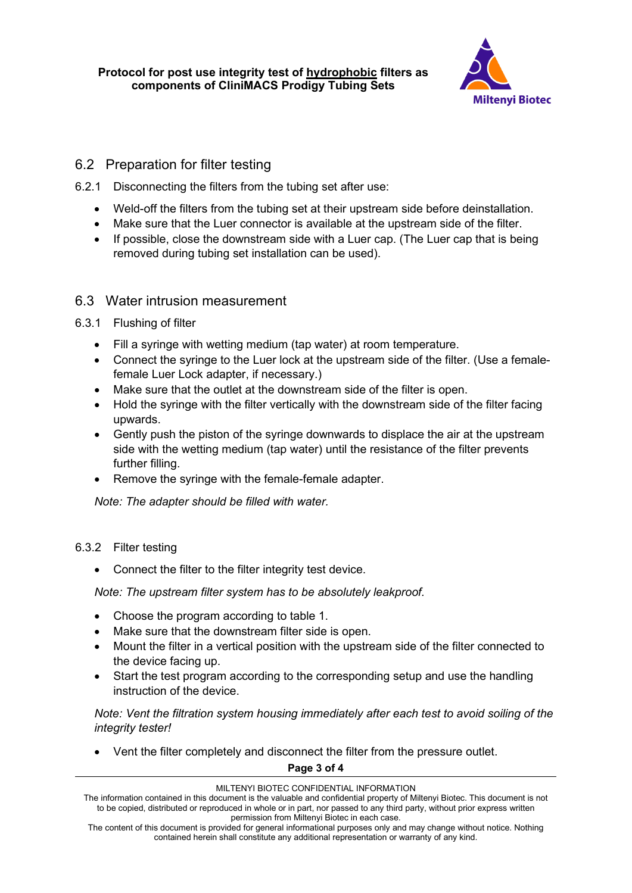## 6.2 Preparation for filter testing

6.2.1 Disconnecting the filters from the tubing set after use:

- Weld-off the filters from the tubing set at their upstream side before deinstallation.
- Make sure that the Luer connector is available at the upstream side of the filter.
- If possible, close the downstream side with a Luer cap. (The Luer cap that is being removed during tubing set installation can be used).

## 6.3 Water intrusion measurement

6.3.1 Flushing of filter

- Fill a syringe with wetting medium (tap water) at room temperature.
- Connect the syringe to the Luer lock at the upstream side of the filter. (Use a female-female Luer Lock adapter, if necessary.)
- Make sure that the outlet at the downstream side of the filter is open.
- Hold the syringe with the filter vertically with the downstream side of the filter facing upwards.
- Gently push the piston of the syringe downwards to displace the air at the upstream side with the wetting medium (tap water) until the resistance of the filter prevents further filling.
- Remove the syringe with the female-female adapter.

*Note: The adapter should be filled with water.*

6.3.2 Filter testing

- Connect the filter to the filter integrity test device.

*Note: The upstream filter system has to be absolutely leakproof.*

- Choose the program according to table 1.
- Make sure that the downstream filter side is open.
- Mount the filter in a vertical position with the upstream side of the filter connected to the device facing up.
- Start the test program according to the corresponding setup and use the handling instruction of the device.

*Note: Vent the filtration system housing immediately after each test to avoid soiling of the integrity tester!*

- Vent the filter completely and disconnect the filter from the pressure outlet.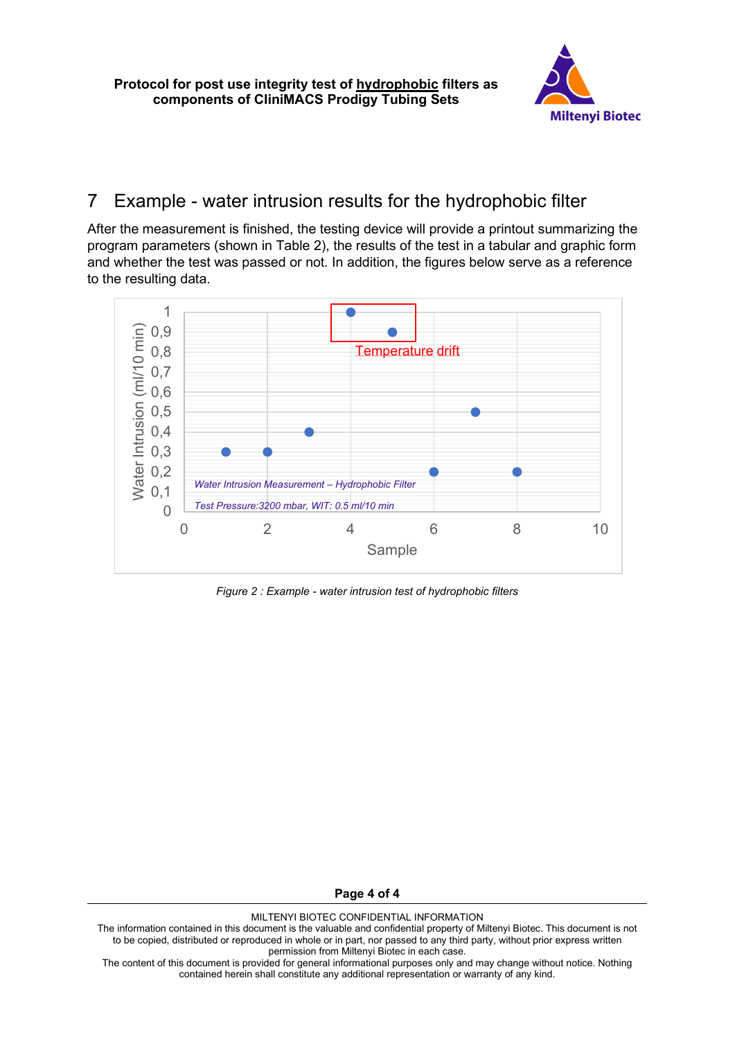## 7 Example - water intrusion results for the hydrophobic filter

After the measurement is finished, the testing device will provide a printout summarizing the program parameters (shown in Table 2), the results of the test in a tabular and graphic form and whether the test was passed or not. In addition, the figures below serve as a reference to the resulting data.

Water Intrusion (ml/10 min)

1
0,9
0,8
0,7
0,6
0,5
0,4
0,3
0,2
0,1
0

0 2 4 6 8 10

Sample

Temperature drift

Water Intrusion Measurement – Hydrophobic Filter

Test Pressure:3200 mbar, WIT: 0.5 ml/10 min

*Figure 2 : Example - water intrusion test of hydrophobic filters*

MILTENYI BIOTEC CONFIDENTIAL INFORMATION
The information contained in this document is the valuable and confidential property of Miltenyi Biotec. This document is not to be copied, distributed or reproduced in whole or in part, nor passed to any third party, without prior express written permission from Miltenyi Biotec in each case.
The content of this document is provided for general informational purposes only and may change without notice. Nothing contained herein shall constitute any additional representation or warranty of any kind.